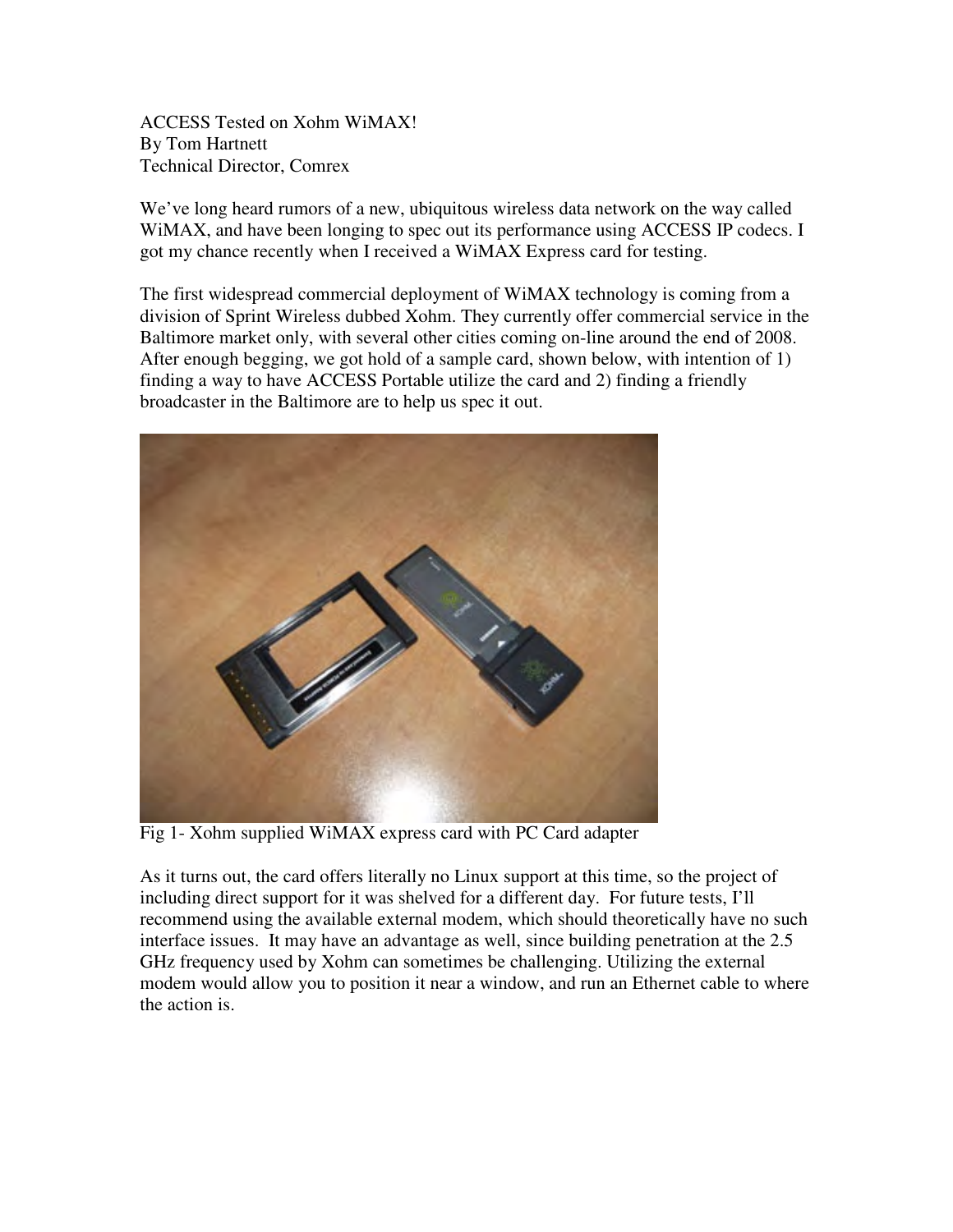ACCESS Tested on Xohm WiMAX!
By Tom Hartnett
Technical Director, Comrex

We've long heard rumors of a new, ubiquitous wireless data network on the way called WiMAX, and have been longing to spec out its performance using ACCESS IP codecs. I got my chance recently when I received a WiMAX Express card for testing.

The first widespread commercial deployment of WiMAX technology is coming from a division of Sprint Wireless dubbed Xohm. They currently offer commercial service in the Baltimore market only, with several other cities coming on-line around the end of 2008. After enough begging, we got hold of a sample card, shown below, with intention of 1) finding a way to have ACCESS Portable utilize the card and 2) finding a friendly broadcaster in the Baltimore are to help us spec it out.

Fig 1- Xohm supplied WiMAX express card with PC Card adapter

As it turns out, the card offers literally no Linux support at this time, so the project of including direct support for it was shelved for a different day. For future tests, I'll recommend using the available external modem, which should theoretically have no such interface issues. It may have an advantage as well, since building penetration at the 2.5 GHz frequency used by Xohm can sometimes be challenging. Utilizing the external modem would allow you to position it near a window, and run an Ethernet cable to where the action is.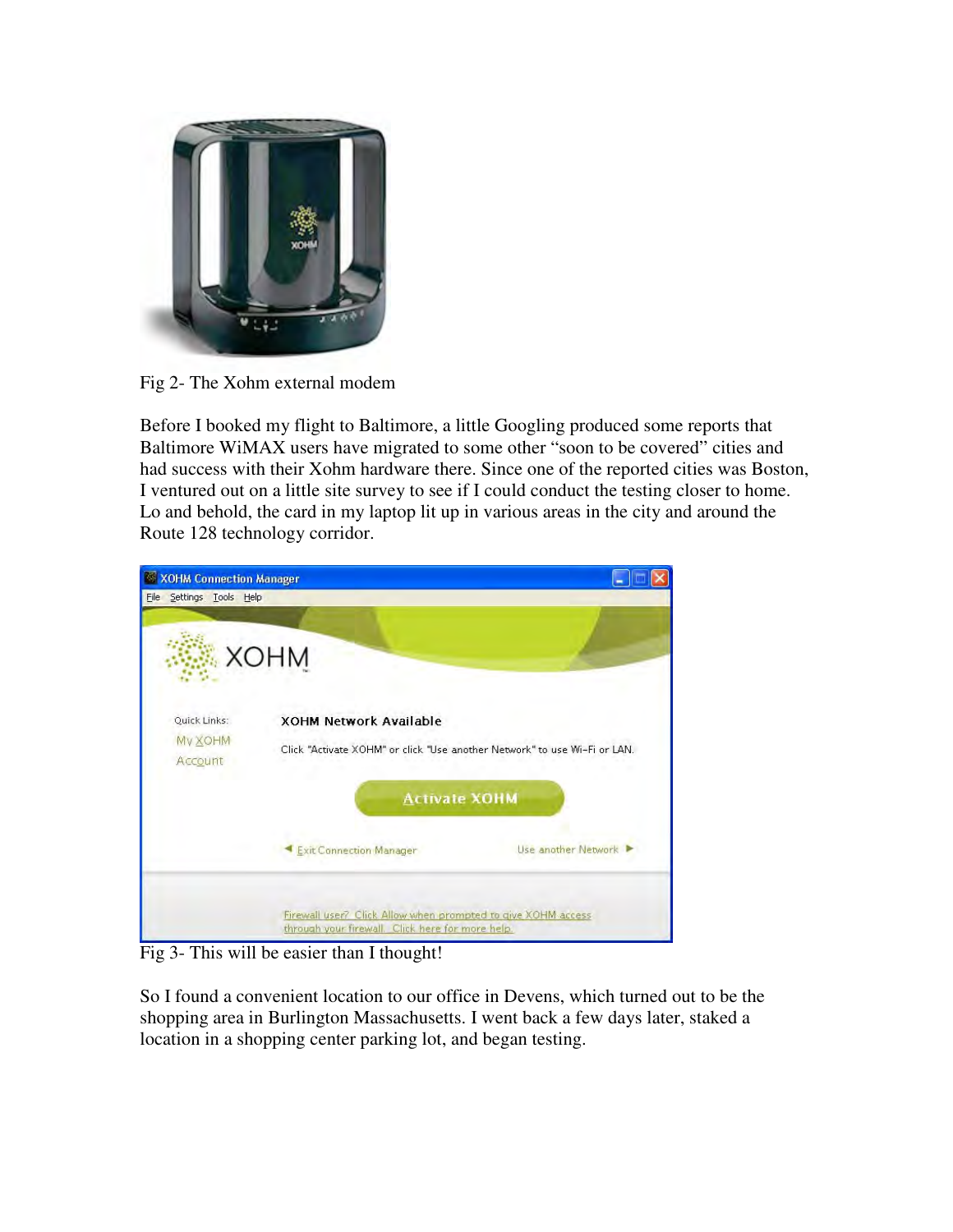Fig 2- The Xohm external modem

Before I booked my flight to Baltimore, a little Googling produced some reports that Baltimore WiMAX users have migrated to some other "soon to be covered" cities and had success with their Xohm hardware there. Since one of the reported cities was Boston, I ventured out on a little site survey to see if I could conduct the testing closer to home. Lo and behold, the card in my laptop lit up in various areas in the city and around the Route 128 technology corridor.

Fig 3- This will be easier than I thought!

So I found a convenient location to our office in Devens, which turned out to be the shopping area in Burlington Massachusetts. I went back a few days later, staked a location in a shopping center parking lot, and began testing.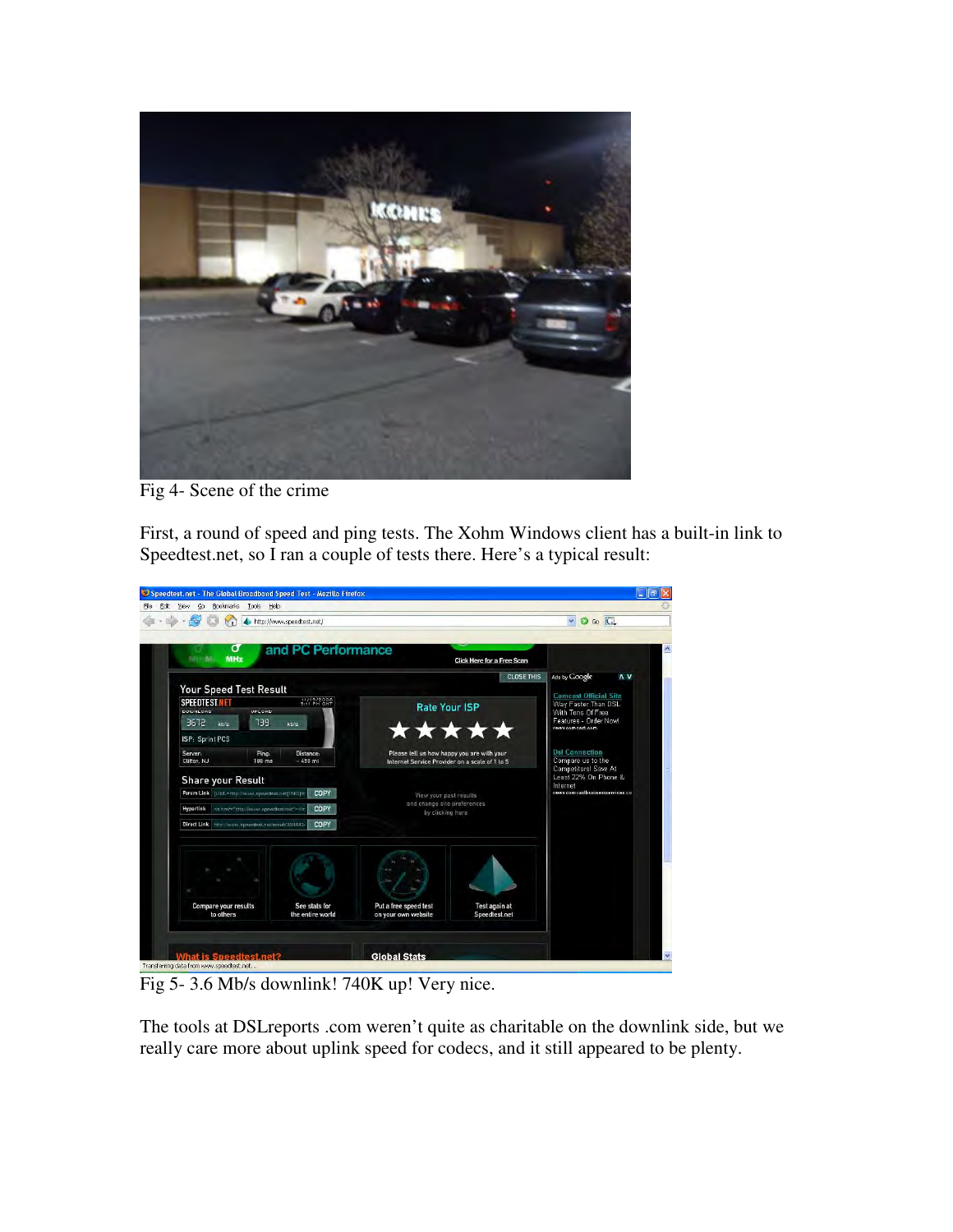Fig 4- Scene of the crime

First, a round of speed and ping tests. The Xohm Windows client has a built-in link to Speedtest.net, so I ran a couple of tests there. Here's a typical result:

Fig 5- 3.6 Mb/s downlink! 740K up! Very nice.

The tools at DSLreports .com weren't quite as charitable on the downlink side, but we really care more about uplink speed for codecs, and it still appeared to be plenty.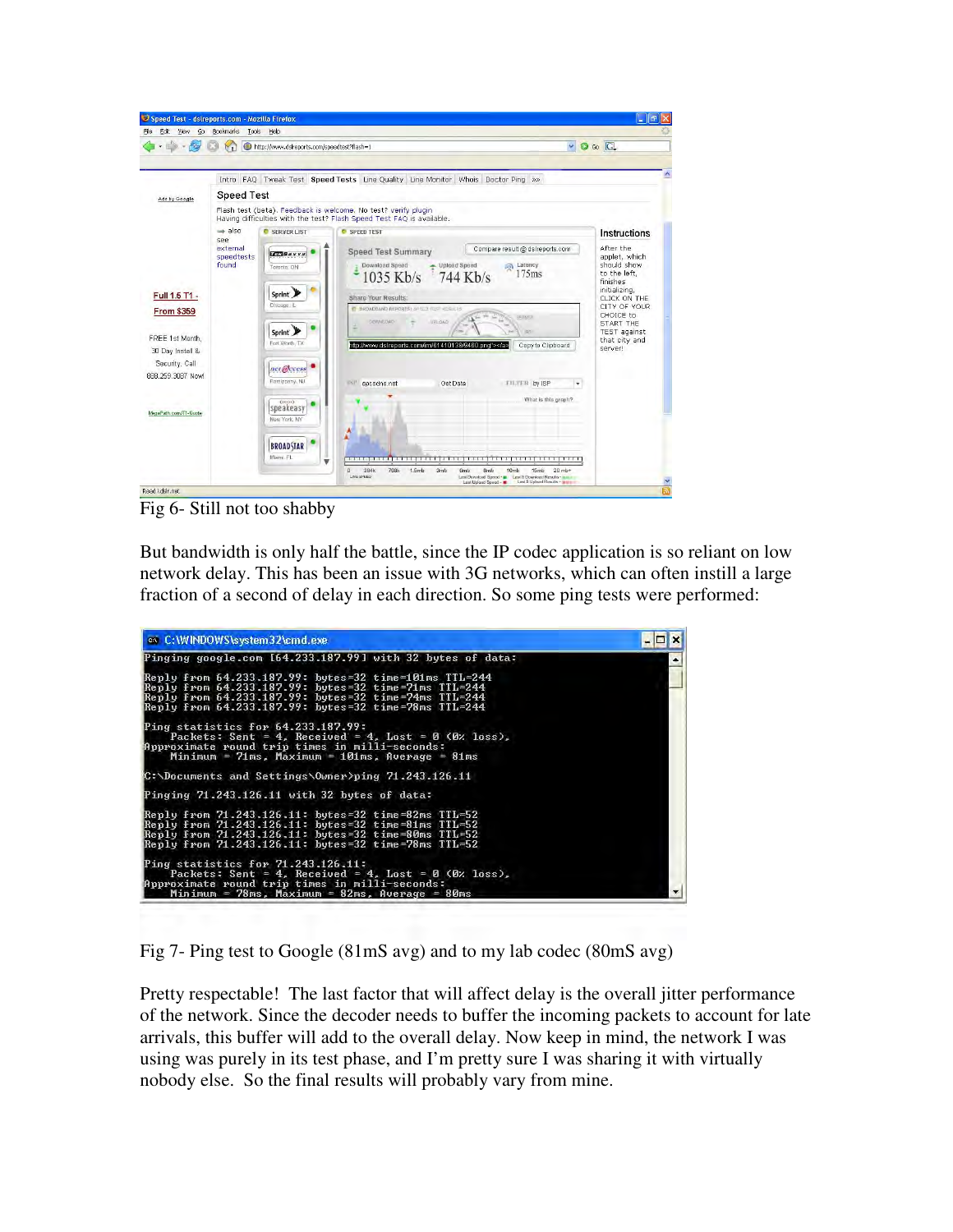Fig 6- Still not too shabby

But bandwidth is only half the battle, since the IP codec application is so reliant on low network delay. This has been an issue with 3G networks, which can often instill a large fraction of a second of delay in each direction. So some ping tests were performed:

```
Pinging google.com [64.233.187.99] with 32 bytes of data:

Reply from 64.233.187.99: bytes=32 time=101ms TTL=244
Reply from 64.233.187.99: bytes=32 time=71ms TTL=244
Reply from 64.233.187.99: bytes=32 time=74ms TTL=244
Reply from 64.233.187.99: bytes=32 time=78ms TTL=244

Ping statistics for 64.233.187.99:
    Packets: Sent = 4, Received = 4, Lost = 0 (0% loss),
Approximate round trip times in milli-seconds:
    Minimum = 71ms, Maximum = 101ms, Average = 81ms

C:\Documents and Settings\Owner>ping 71.243.126.11

Pinging 71.243.126.11 with 32 bytes of data:

Reply from 71.243.126.11: bytes=32 time=82ms TTL=52
Reply from 71.243.126.11: bytes=32 time=81ms TTL=52
Reply from 71.243.126.11: bytes=32 time=80ms TTL=52
Reply from 71.243.126.11: bytes=32 time=78ms TTL=52

Ping statistics for 71.243.126.11:
    Packets: Sent = 4, Received = 4, Lost = 0 (0% loss),
Approximate round trip times in milli-seconds:
    Minimum = 78ms, Maximum = 82ms, Average = 80ms
```

Fig 7- Ping test to Google (81mS avg) and to my lab codec (80mS avg)

Pretty respectable! The last factor that will affect delay is the overall jitter performance of the network. Since the decoder needs to buffer the incoming packets to account for late arrivals, this buffer will add to the overall delay. Now keep in mind, the network I was using was purely in its test phase, and I'm pretty sure I was sharing it with virtually nobody else. So the final results will probably vary from mine.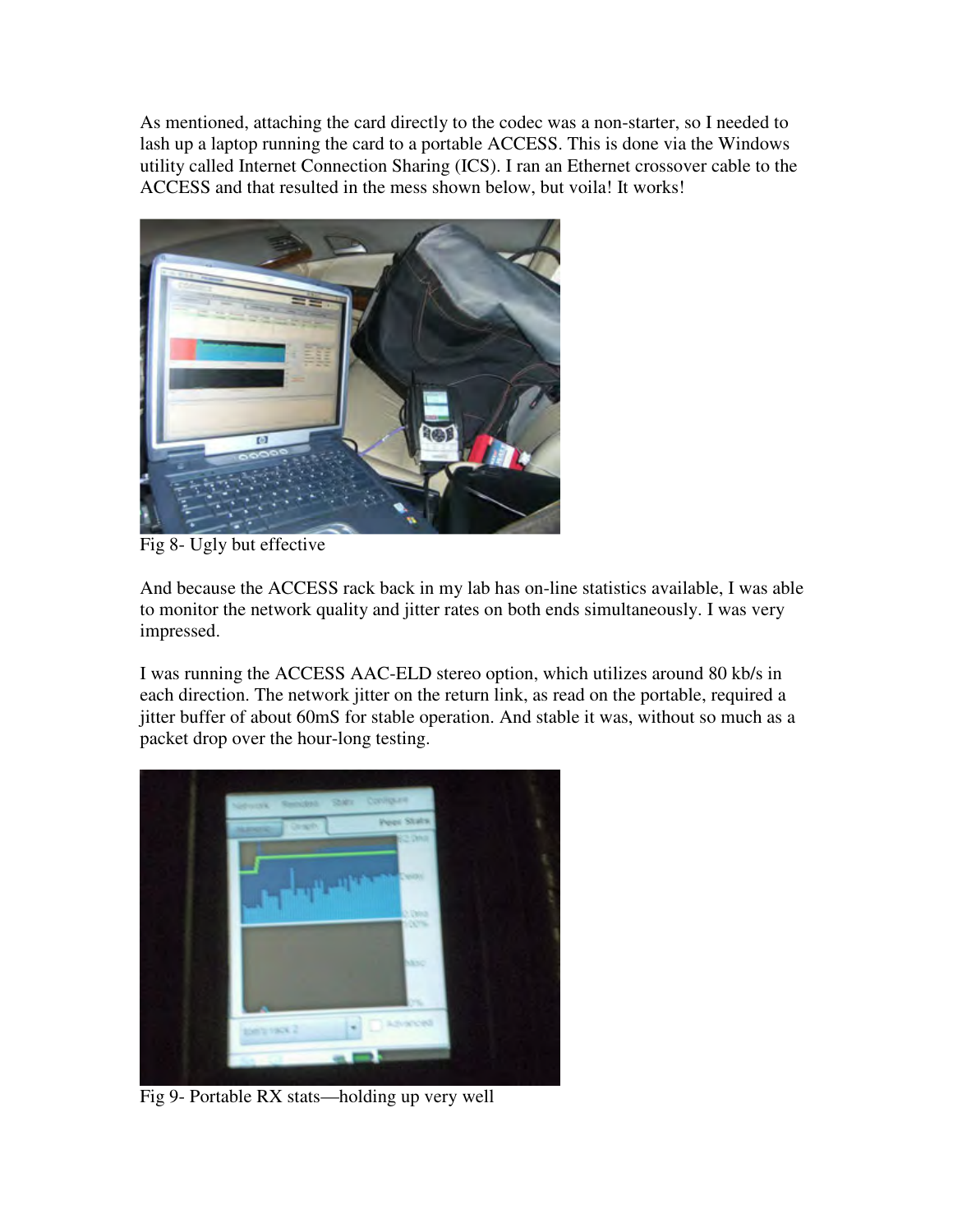As mentioned, attaching the card directly to the codec was a non-starter, so I needed to lash up a laptop running the card to a portable ACCESS. This is done via the Windows utility called Internet Connection Sharing (ICS). I ran an Ethernet crossover cable to the ACCESS and that resulted in the mess shown below, but voila! It works!

Fig 8- Ugly but effective

And because the ACCESS rack back in my lab has on-line statistics available, I was able to monitor the network quality and jitter rates on both ends simultaneously. I was very impressed.

I was running the ACCESS AAC-ELD stereo option, which utilizes around 80 kb/s in each direction. The network jitter on the return link, as read on the portable, required a jitter buffer of about 60mS for stable operation. And stable it was, without so much as a packet drop over the hour-long testing.

Fig 9- Portable RX stats—holding up very well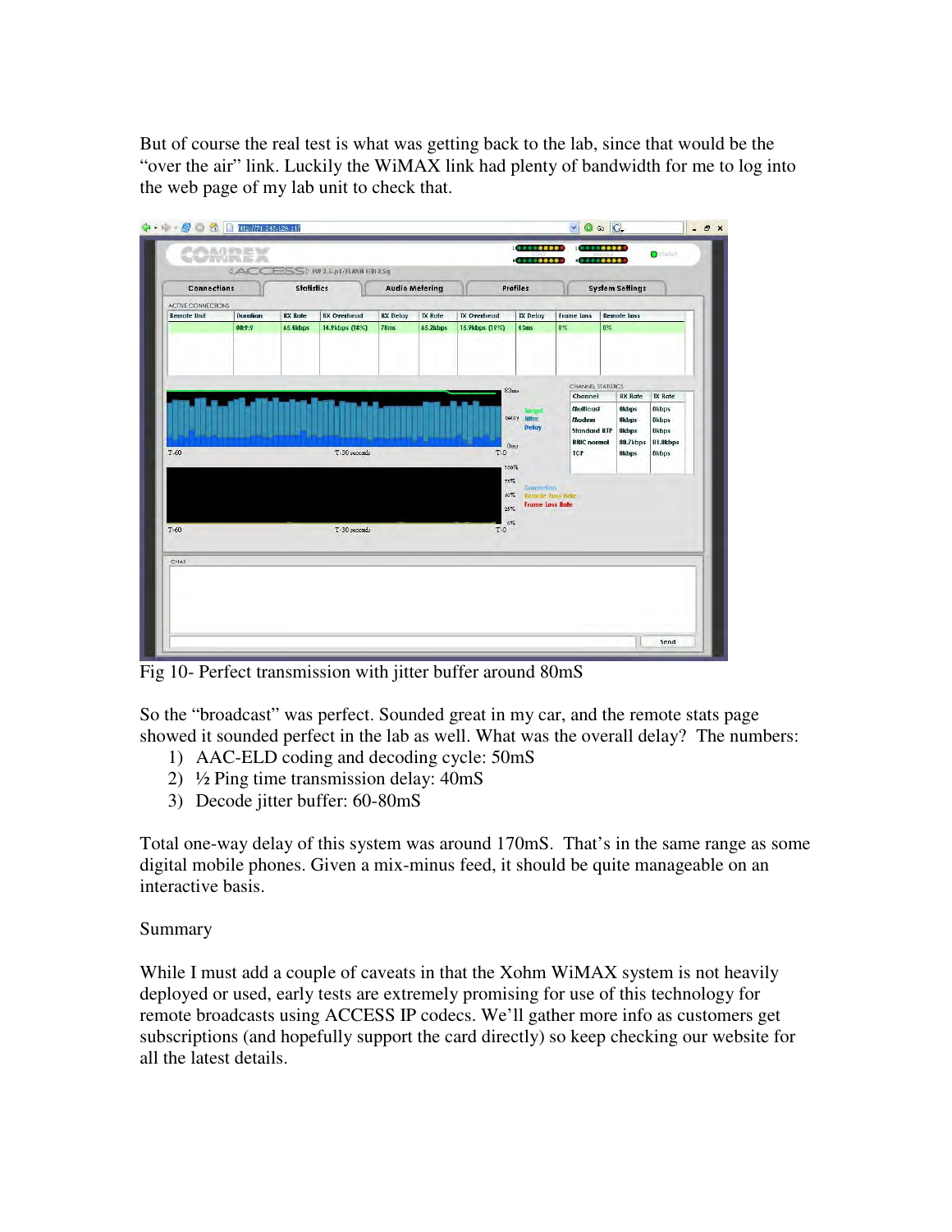But of course the real test is what was getting back to the lab, since that would be the "over the air" link. Luckily the WiMAX link had plenty of bandwidth for me to log into the web page of my lab unit to check that.

Fig 10- Perfect transmission with jitter buffer around 80mS

So the "broadcast" was perfect. Sounded great in my car, and the remote stats page showed it sounded perfect in the lab as well. What was the overall delay? The numbers:

1) AAC-ELD coding and decoding cycle: 50mS
2) ½ Ping time transmission delay: 40mS
3) Decode jitter buffer: 60-80mS

Total one-way delay of this system was around 170mS. That's in the same range as some digital mobile phones. Given a mix-minus feed, it should be quite manageable on an interactive basis.

Summary

While I must add a couple of caveats in that the Xohm WiMAX system is not heavily deployed or used, early tests are extremely promising for use of this technology for remote broadcasts using ACCESS IP codecs. We'll gather more info as customers get subscriptions (and hopefully support the card directly) so keep checking our website for all the latest details.